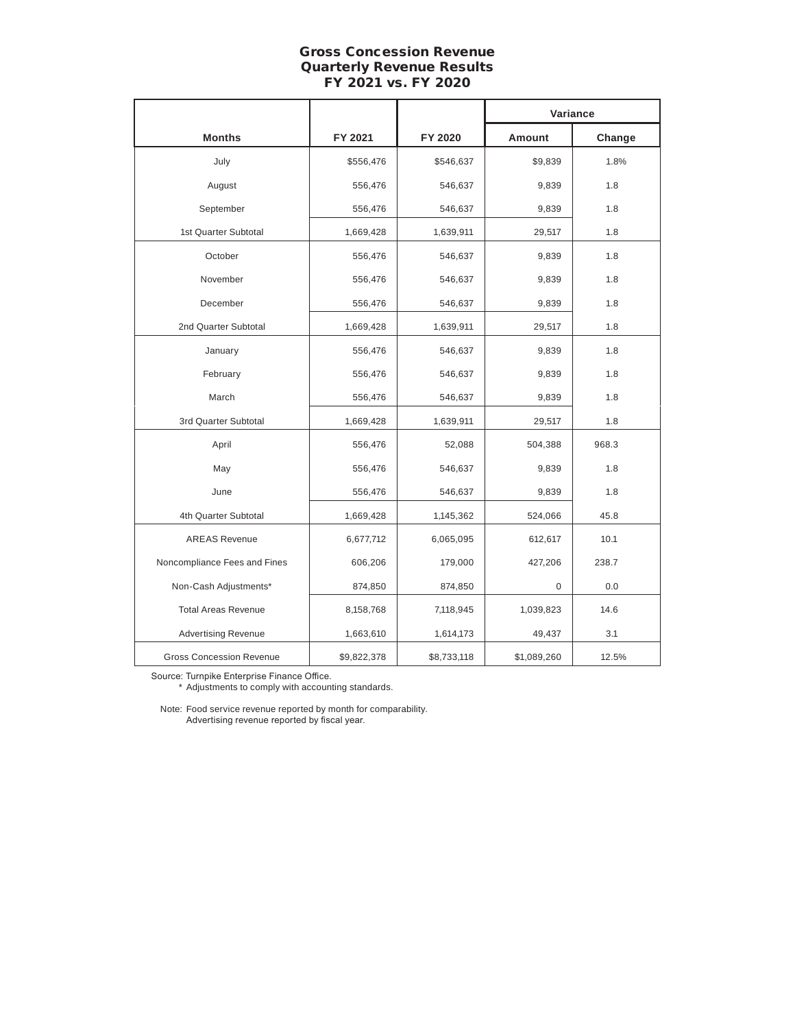# Gross Concession Revenue
## Quarterly Revenue Results
## FY 2021 vs. FY 2020

| | | | Variance | |
|---|---|---|---|---|
| **Months** | **FY 2021** | **FY 2020** | **Amount** | **Change** |
| July | $556,476 | $546,637 | $9,839 | 1.8% |
| August | 556,476 | 546,637 | 9,839 | 1.8 |
| September | 556,476 | 546,637 | 9,839 | 1.8 |
| 1st Quarter Subtotal | 1,669,428 | 1,639,911 | 29,517 | 1.8 |
| October | 556,476 | 546,637 | 9,839 | 1.8 |
| November | 556,476 | 546,637 | 9,839 | 1.8 |
| December | 556,476 | 546,637 | 9,839 | 1.8 |
| 2nd Quarter Subtotal | 1,669,428 | 1,639,911 | 29,517 | 1.8 |
| January | 556,476 | 546,637 | 9,839 | 1.8 |
| February | 556,476 | 546,637 | 9,839 | 1.8 |
| March | 556,476 | 546,637 | 9,839 | 1.8 |
| 3rd Quarter Subtotal | 1,669,428 | 1,639,911 | 29,517 | 1.8 |
| April | 556,476 | 52,088 | 504,388 | 968.3 |
| May | 556,476 | 546,637 | 9,839 | 1.8 |
| June | 556,476 | 546,637 | 9,839 | 1.8 |
| 4th Quarter Subtotal | 1,669,428 | 1,145,362 | 524,066 | 45.8 |
| AREAS Revenue | 6,677,712 | 6,065,095 | 612,617 | 10.1 |
| Noncompliance Fees and Fines | 606,206 | 179,000 | 427,206 | 238.7 |
| Non-Cash Adjustments* | 874,850 | 874,850 | 0 | 0.0 |
| Total Areas Revenue | 8,158,768 | 7,118,945 | 1,039,823 | 14.6 |
| Advertising Revenue | 1,663,610 | 1,614,173 | 49,437 | 3.1 |
| Gross Concession Revenue | $9,822,378 | $8,733,118 | $1,089,260 | 12.5% |

Source: Turnpike Enterprise Finance Office.
\* Adjustments to comply with accounting standards.

Note: Food service revenue reported by month for comparability.
Advertising revenue reported by fiscal year.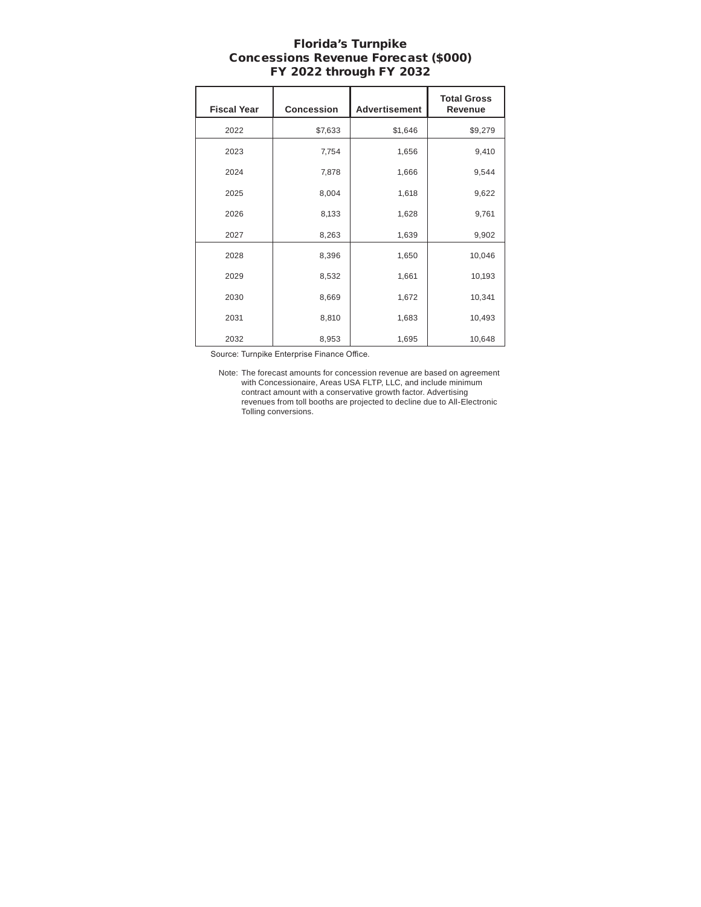# Florida's Turnpike
## Concessions Revenue Forecast ($000)
## FY 2022 through FY 2032

| Fiscal Year | Concession | Advertisement | Total Gross Revenue |
|---|---|---|---|
| 2022 | $7,633 | $1,646 | $9,279 |
| 2023 | 7,754 | 1,656 | 9,410 |
| 2024 | 7,878 | 1,666 | 9,544 |
| 2025 | 8,004 | 1,618 | 9,622 |
| 2026 | 8,133 | 1,628 | 9,761 |
| 2027 | 8,263 | 1,639 | 9,902 |
| 2028 | 8,396 | 1,650 | 10,046 |
| 2029 | 8,532 | 1,661 | 10,193 |
| 2030 | 8,669 | 1,672 | 10,341 |
| 2031 | 8,810 | 1,683 | 10,493 |
| 2032 | 8,953 | 1,695 | 10,648 |

Source: Turnpike Enterprise Finance Office.

Note: The forecast amounts for concession revenue are based on agreement with Concessionaire, Areas USA FLTP, LLC, and include minimum contract amount with a conservative growth factor. Advertising revenues from toll booths are projected to decline due to All-Electronic Tolling conversions.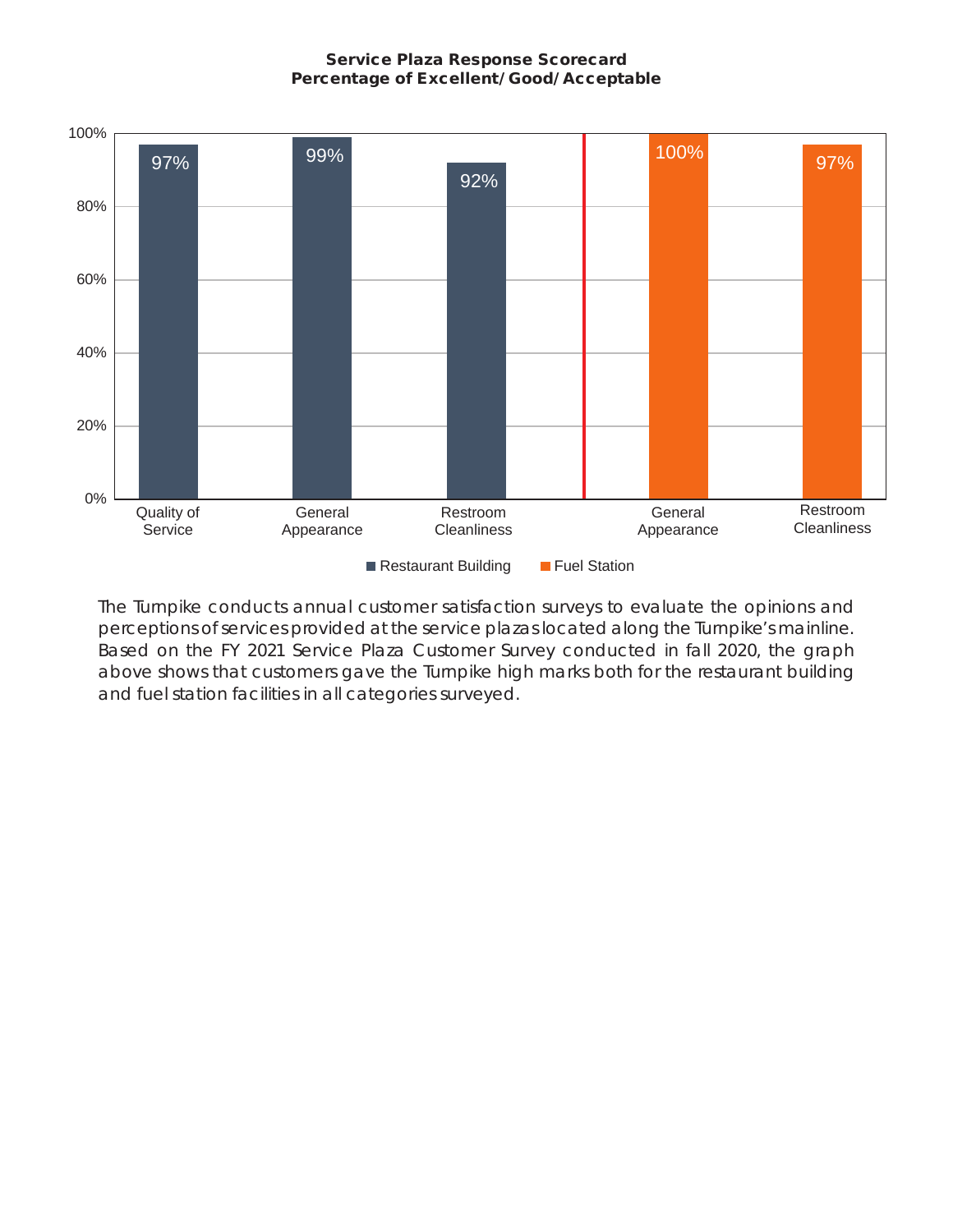**Service Plaza Response Scorecard**
**Percentage of Excellent/Good/Acceptable**

| Category | Restaurant Building | Fuel Station |
| --- | --- | --- |
| Quality of Service | 97% | |
| General Appearance | 99% | 100% |
| Restroom Cleanliness | 92% | 97% |

The Turnpike conducts annual customer satisfaction surveys to evaluate the opinions and perceptions of services provided at the service plazas located along the Turnpike's mainline. Based on the FY 2021 Service Plaza Customer Survey conducted in fall 2020, the graph above shows that customers gave the Turnpike high marks both for the restaurant building and fuel station facilities in all categories surveyed.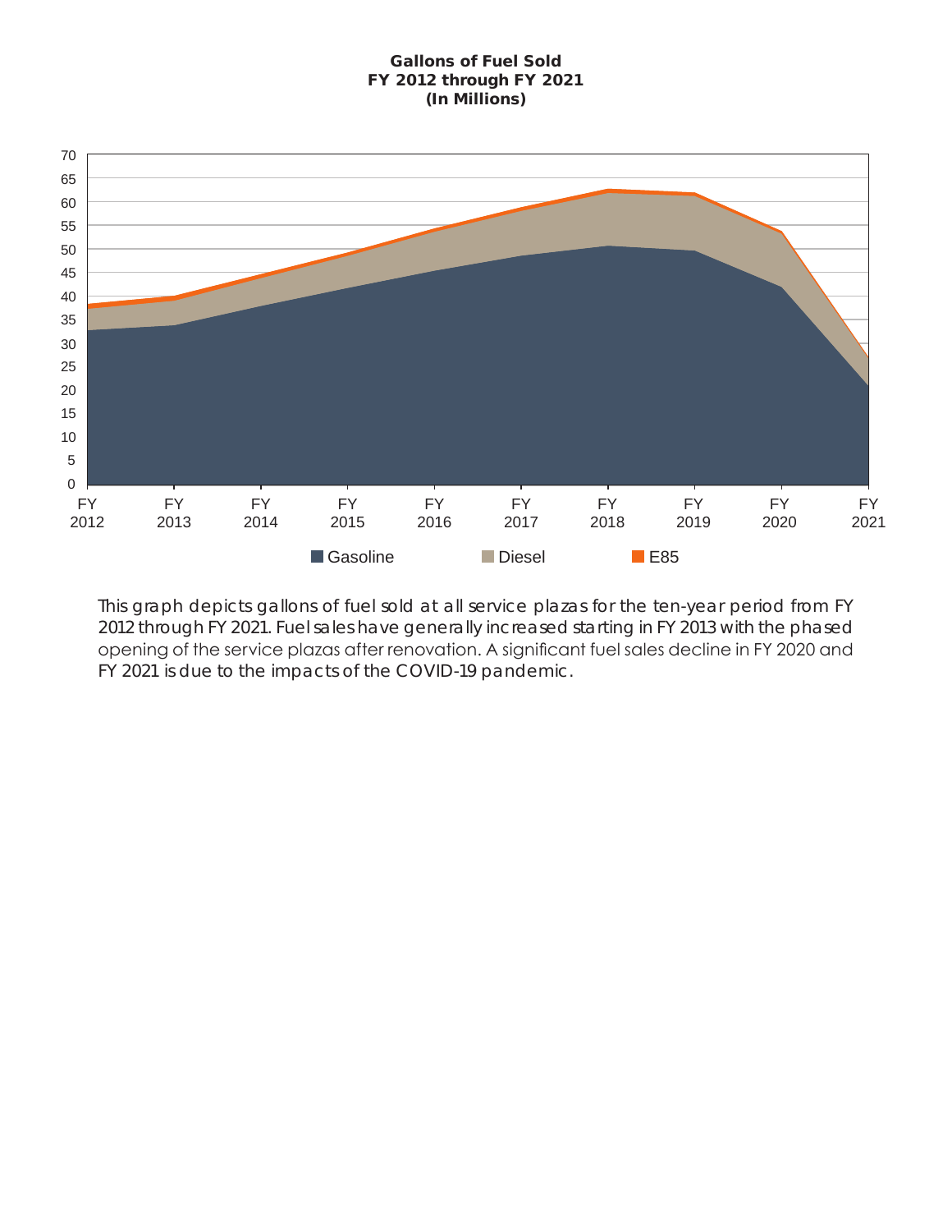**Gallons of Fuel Sold**
**FY 2012 through FY 2021**
**(In Millions)**

This graph depicts gallons of fuel sold at all service plazas for the ten-year period from FY 2012 through FY 2021. Fuel sales have generally increased starting in FY 2013 with the phased opening of the service plazas after renovation. A significant fuel sales decline in FY 2020 and FY 2021 is due to the impacts of the COVID-19 pandemic.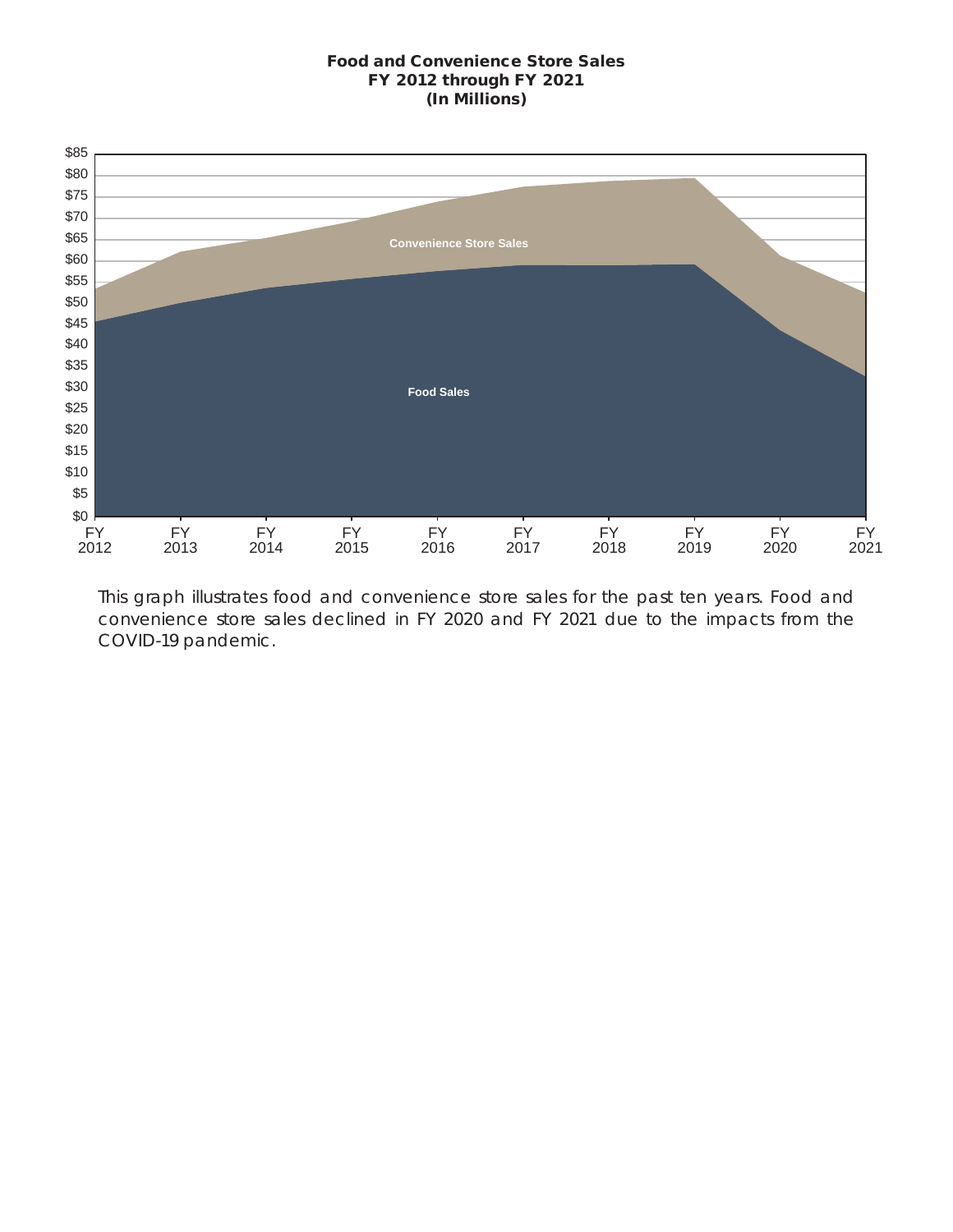**Food and Convenience Store Sales**
**FY 2012 through FY 2021**
**(In Millions)**

This graph illustrates food and convenience store sales for the past ten years. Food and convenience store sales declined in FY 2020 and FY 2021 due to the impacts from the COVID-19 pandemic.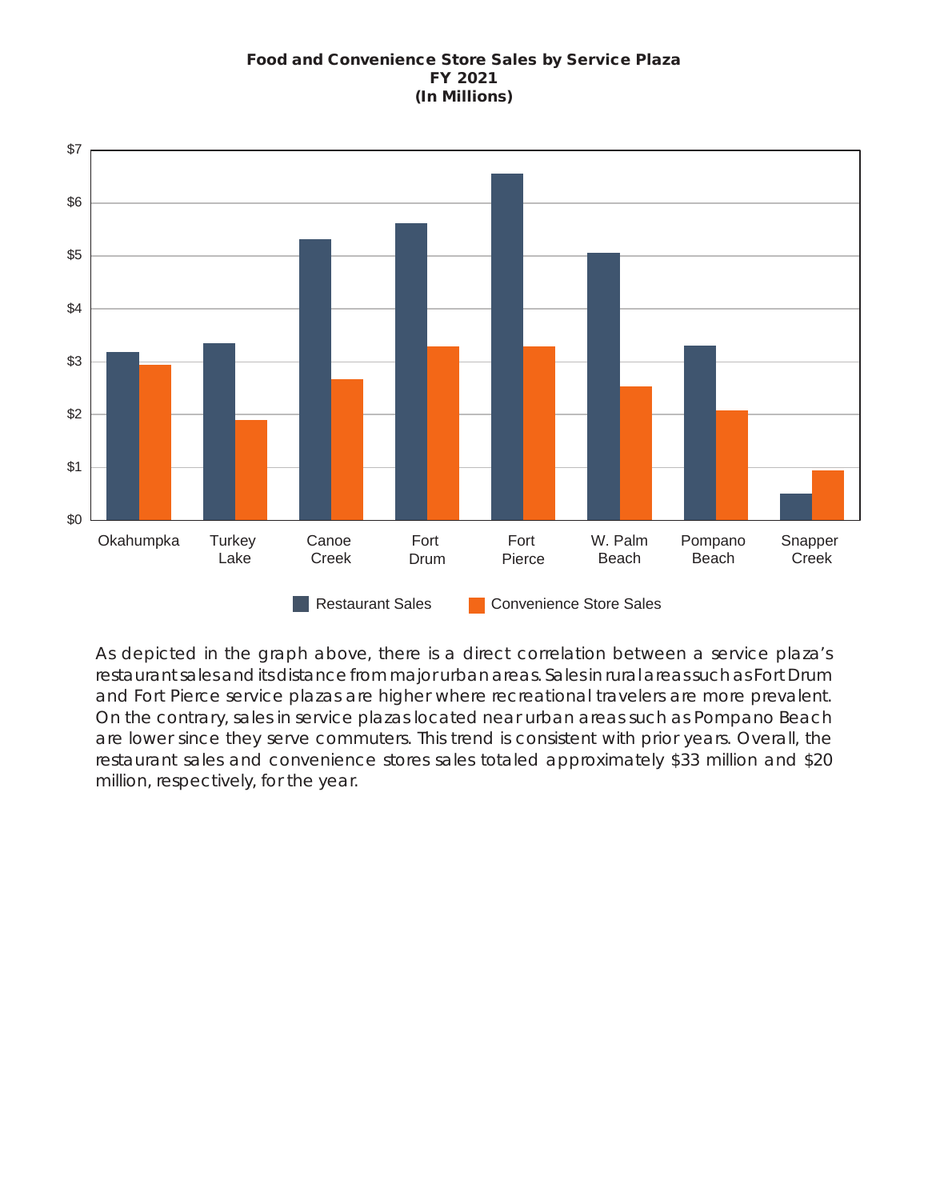**Food and Convenience Store Sales by Service Plaza**
**FY 2021**
**(In Millions)**

As depicted in the graph above, there is a direct correlation between a service plaza's restaurant sales and its distance from major urban areas. Sales in rural areas such as Fort Drum and Fort Pierce service plazas are higher where recreational travelers are more prevalent. On the contrary, sales in service plazas located near urban areas such as Pompano Beach are lower since they serve commuters. This trend is consistent with prior years. Overall, the restaurant sales and convenience stores sales totaled approximately $33 million and $20 million, respectively, for the year.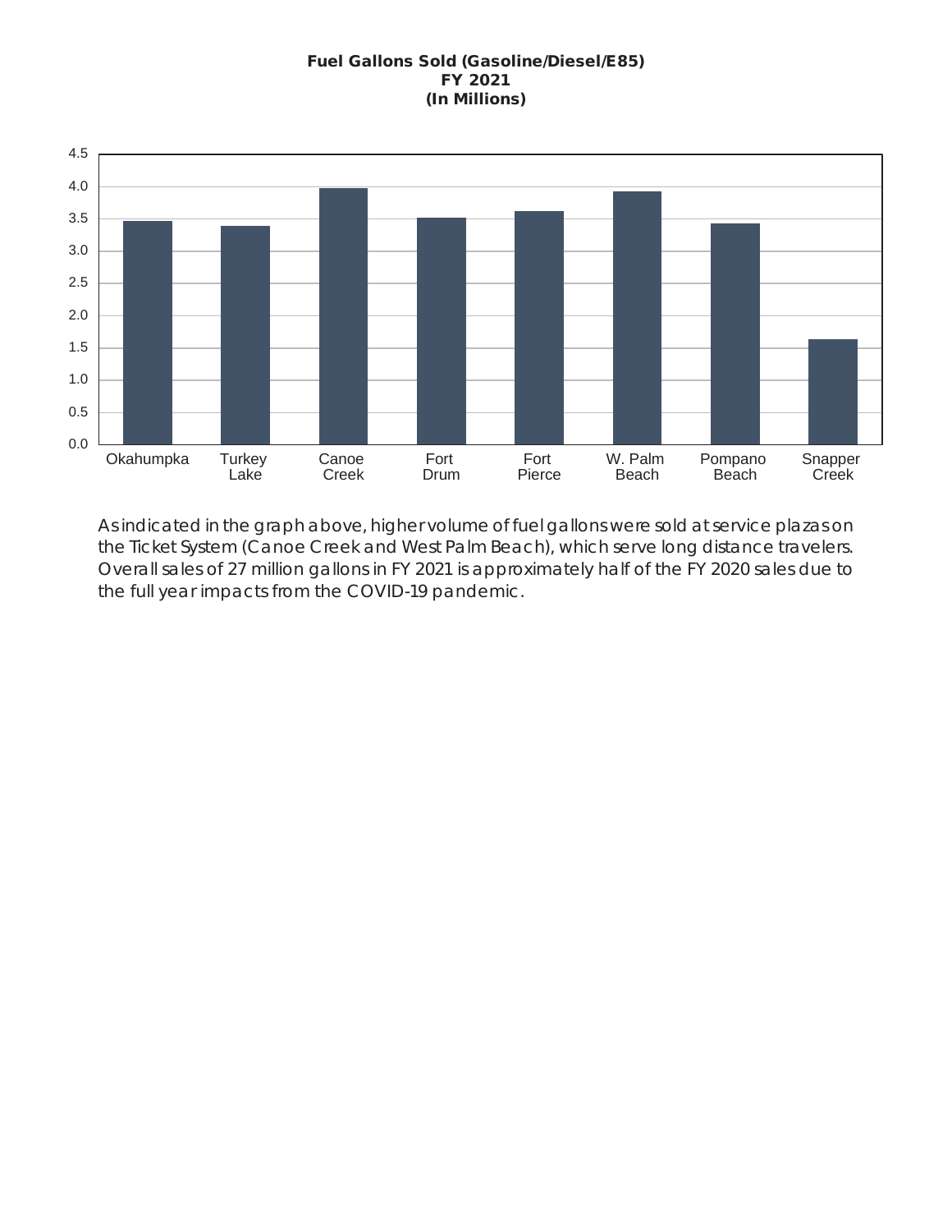**Fuel Gallons Sold (Gasoline/Diesel/E85)**
**FY 2021**
**(In Millions)**

4.5
4.0
3.5
3.0
2.5
2.0
1.5
1.0
0.5
0.0

Okahumpka
Turkey Lake
Canoe Creek
Fort Drum
Fort Pierce
W. Palm Beach
Pompano Beach
Snapper Creek

As indicated in the graph above, higher volume of fuel gallons were sold at service plazas on the Ticket System (Canoe Creek and West Palm Beach), which serve long distance travelers. Overall sales of 27 million gallons in FY 2021 is approximately half of the FY 2020 sales due to the full year impacts from the COVID-19 pandemic.